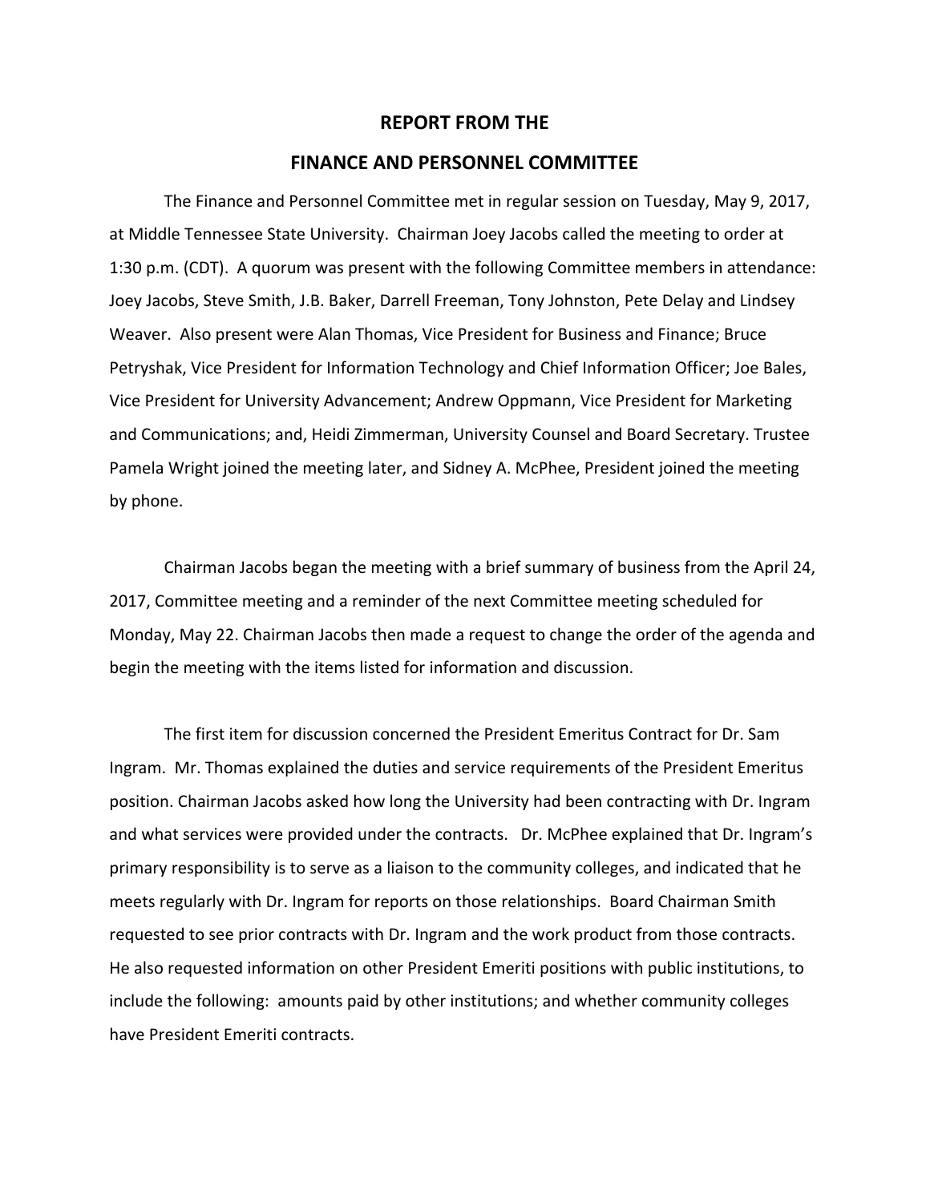# REPORT FROM THE

# FINANCE AND PERSONNEL COMMITTEE

The Finance and Personnel Committee met in regular session on Tuesday, May 9, 2017, at Middle Tennessee State University. Chairman Joey Jacobs called the meeting to order at 1:30 p.m. (CDT). A quorum was present with the following Committee members in attendance: Joey Jacobs, Steve Smith, J.B. Baker, Darrell Freeman, Tony Johnston, Pete Delay and Lindsey Weaver. Also present were Alan Thomas, Vice President for Business and Finance; Bruce Petryshak, Vice President for Information Technology and Chief Information Officer; Joe Bales, Vice President for University Advancement; Andrew Oppmann, Vice President for Marketing and Communications; and, Heidi Zimmerman, University Counsel and Board Secretary. Trustee Pamela Wright joined the meeting later, and Sidney A. McPhee, President joined the meeting by phone.

Chairman Jacobs began the meeting with a brief summary of business from the April 24, 2017, Committee meeting and a reminder of the next Committee meeting scheduled for Monday, May 22. Chairman Jacobs then made a request to change the order of the agenda and begin the meeting with the items listed for information and discussion.

The first item for discussion concerned the President Emeritus Contract for Dr. Sam Ingram. Mr. Thomas explained the duties and service requirements of the President Emeritus position. Chairman Jacobs asked how long the University had been contracting with Dr. Ingram and what services were provided under the contracts. Dr. McPhee explained that Dr. Ingram's primary responsibility is to serve as a liaison to the community colleges, and indicated that he meets regularly with Dr. Ingram for reports on those relationships. Board Chairman Smith requested to see prior contracts with Dr. Ingram and the work product from those contracts. He also requested information on other President Emeriti positions with public institutions, to include the following: amounts paid by other institutions; and whether community colleges have President Emeriti contracts.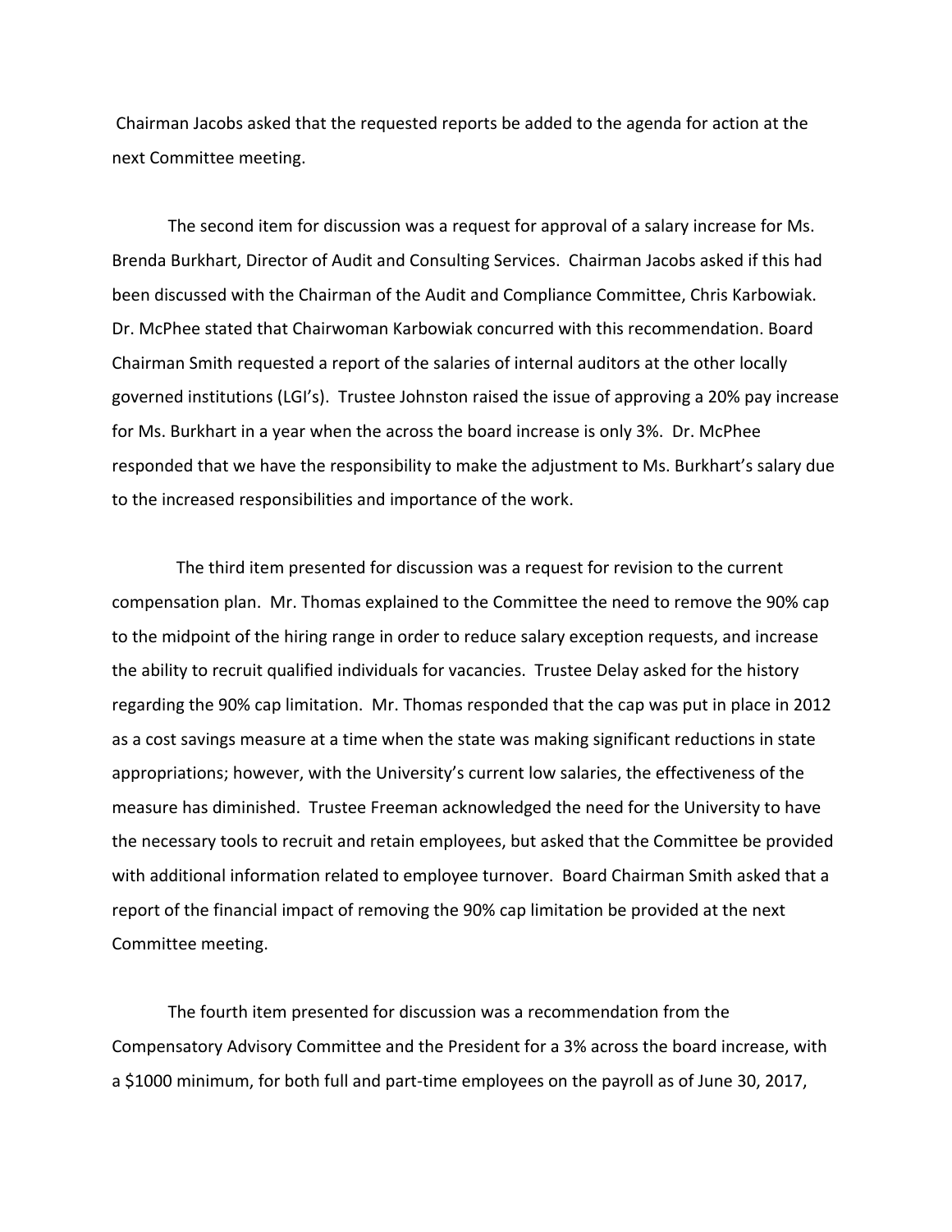Chairman Jacobs asked that the requested reports be added to the agenda for action at the next Committee meeting.

The second item for discussion was a request for approval of a salary increase for Ms. Brenda Burkhart, Director of Audit and Consulting Services. Chairman Jacobs asked if this had been discussed with the Chairman of the Audit and Compliance Committee, Chris Karbowiak. Dr. McPhee stated that Chairwoman Karbowiak concurred with this recommendation. Board Chairman Smith requested a report of the salaries of internal auditors at the other locally governed institutions (LGI's). Trustee Johnston raised the issue of approving a 20% pay increase for Ms. Burkhart in a year when the across the board increase is only 3%. Dr. McPhee responded that we have the responsibility to make the adjustment to Ms. Burkhart's salary due to the increased responsibilities and importance of the work.

The third item presented for discussion was a request for revision to the current compensation plan. Mr. Thomas explained to the Committee the need to remove the 90% cap to the midpoint of the hiring range in order to reduce salary exception requests, and increase the ability to recruit qualified individuals for vacancies. Trustee Delay asked for the history regarding the 90% cap limitation. Mr. Thomas responded that the cap was put in place in 2012 as a cost savings measure at a time when the state was making significant reductions in state appropriations; however, with the University's current low salaries, the effectiveness of the measure has diminished. Trustee Freeman acknowledged the need for the University to have the necessary tools to recruit and retain employees, but asked that the Committee be provided with additional information related to employee turnover. Board Chairman Smith asked that a report of the financial impact of removing the 90% cap limitation be provided at the next Committee meeting.

The fourth item presented for discussion was a recommendation from the Compensatory Advisory Committee and the President for a 3% across the board increase, with a $1000 minimum, for both full and part-time employees on the payroll as of June 30, 2017,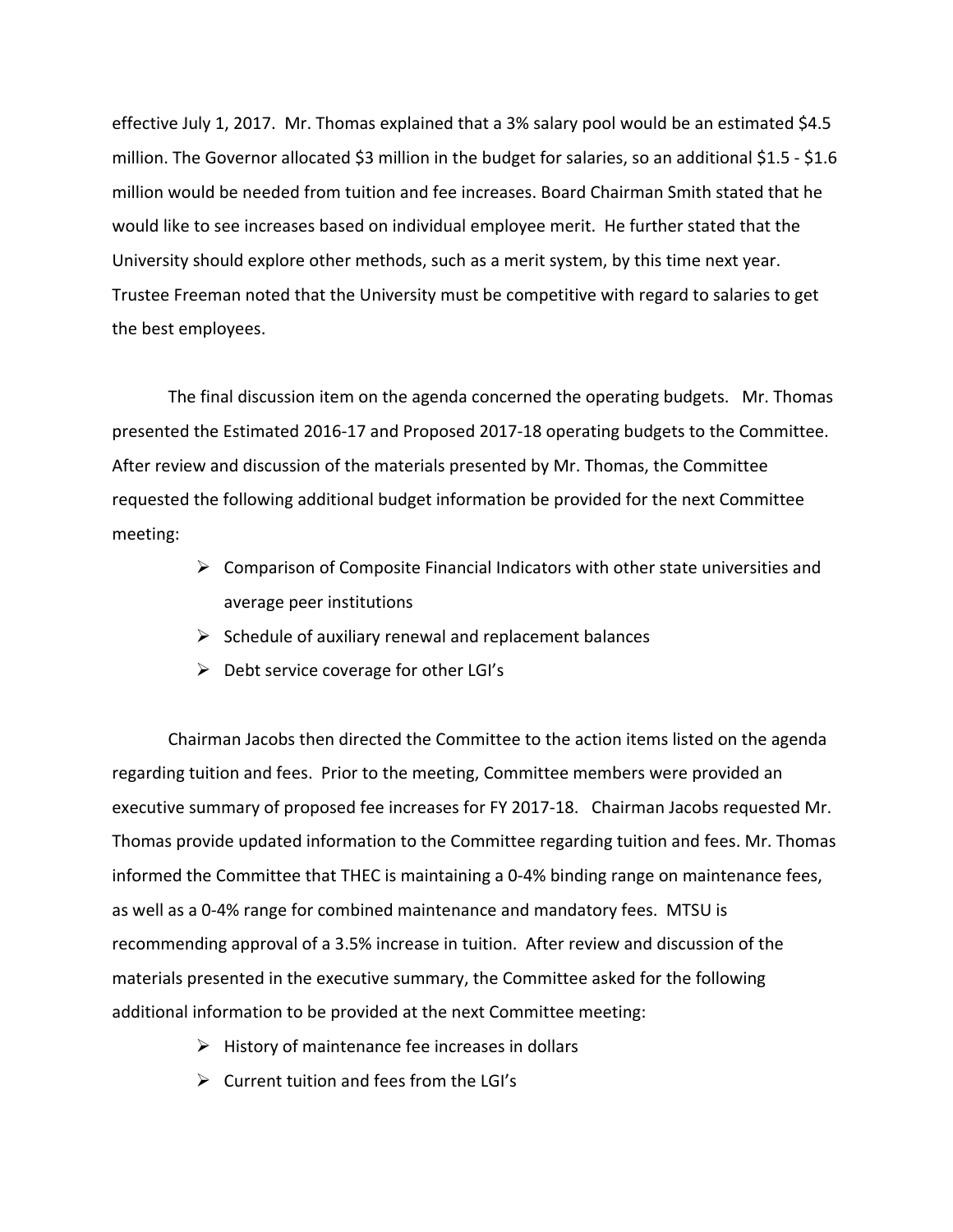effective July 1, 2017. Mr. Thomas explained that a 3% salary pool would be an estimated $4.5 million. The Governor allocated $3 million in the budget for salaries, so an additional $1.5 - $1.6 million would be needed from tuition and fee increases. Board Chairman Smith stated that he would like to see increases based on individual employee merit. He further stated that the University should explore other methods, such as a merit system, by this time next year. Trustee Freeman noted that the University must be competitive with regard to salaries to get the best employees.

The final discussion item on the agenda concerned the operating budgets. Mr. Thomas presented the Estimated 2016-17 and Proposed 2017-18 operating budgets to the Committee. After review and discussion of the materials presented by Mr. Thomas, the Committee requested the following additional budget information be provided for the next Committee meeting:

- Comparison of Composite Financial Indicators with other state universities and average peer institutions
- Schedule of auxiliary renewal and replacement balances
- Debt service coverage for other LGI's

Chairman Jacobs then directed the Committee to the action items listed on the agenda regarding tuition and fees. Prior to the meeting, Committee members were provided an executive summary of proposed fee increases for FY 2017-18. Chairman Jacobs requested Mr. Thomas provide updated information to the Committee regarding tuition and fees. Mr. Thomas informed the Committee that THEC is maintaining a 0-4% binding range on maintenance fees, as well as a 0-4% range for combined maintenance and mandatory fees. MTSU is recommending approval of a 3.5% increase in tuition. After review and discussion of the materials presented in the executive summary, the Committee asked for the following additional information to be provided at the next Committee meeting:

- History of maintenance fee increases in dollars
- Current tuition and fees from the LGI's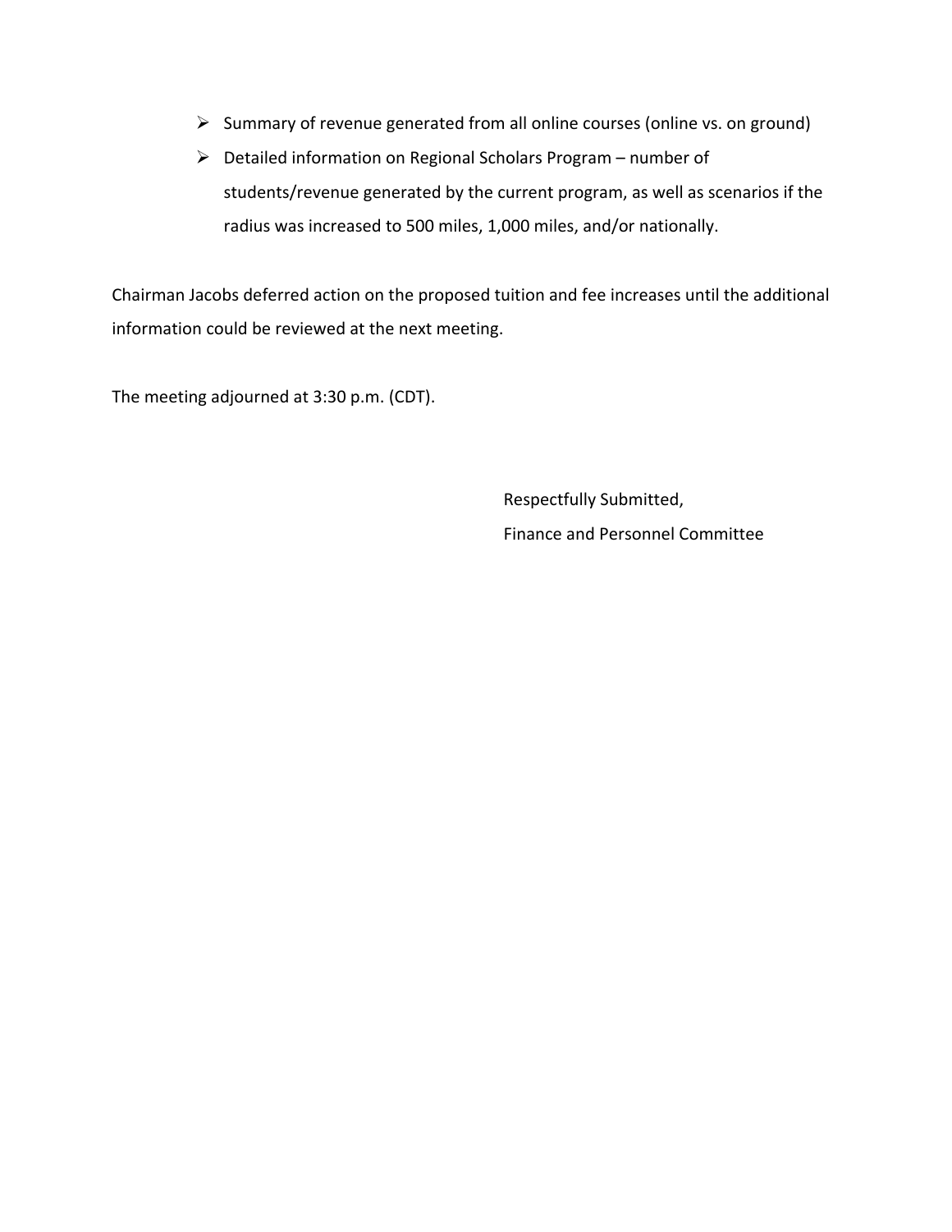- Summary of revenue generated from all online courses (online vs. on ground)
- Detailed information on Regional Scholars Program – number of students/revenue generated by the current program, as well as scenarios if the radius was increased to 500 miles, 1,000 miles, and/or nationally.

Chairman Jacobs deferred action on the proposed tuition and fee increases until the additional information could be reviewed at the next meeting.

The meeting adjourned at 3:30 p.m. (CDT).

Respectfully Submitted,
Finance and Personnel Committee